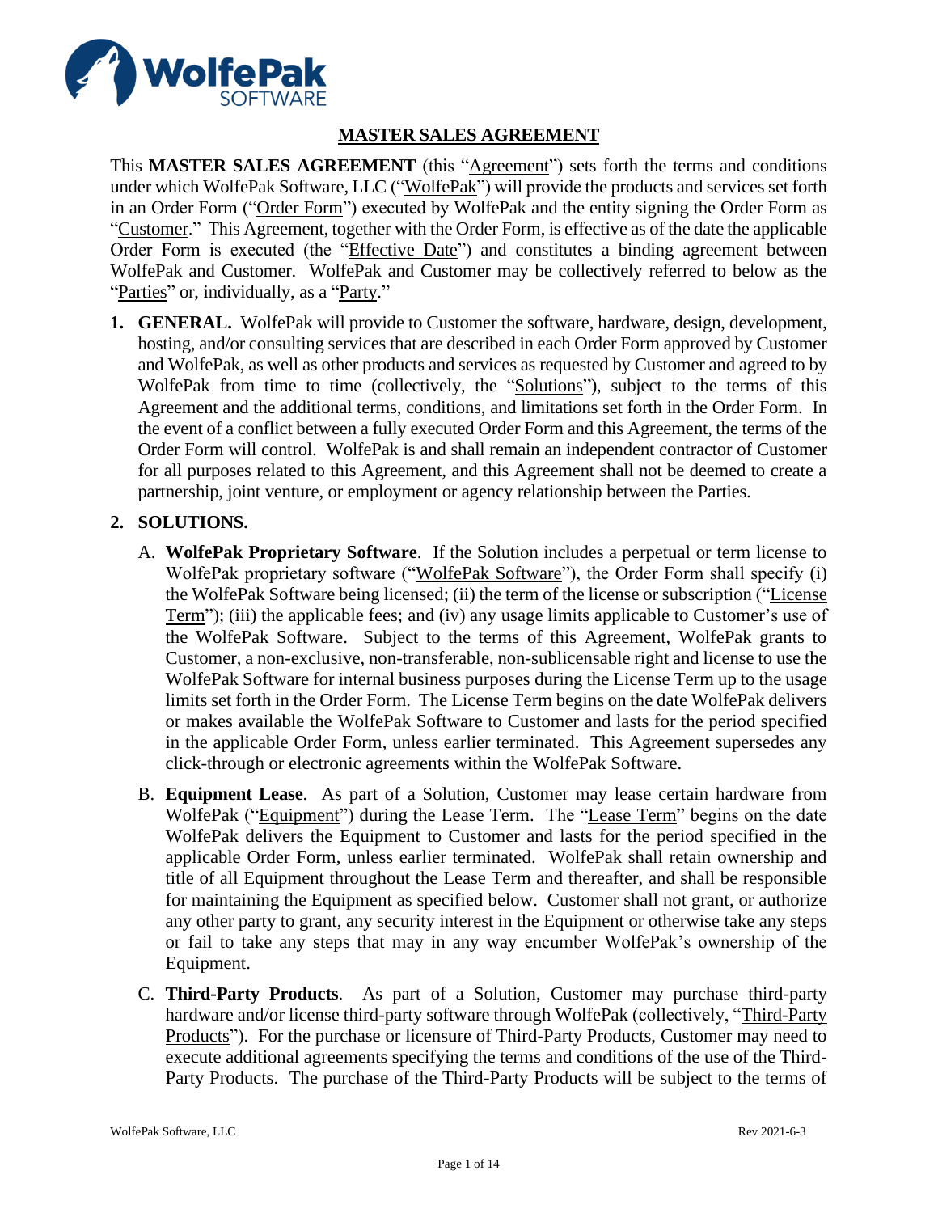# MASTER SALES AGREEMENT

This **MASTER SALES AGREEMENT** (this "Agreement") sets forth the terms and conditions under which WolfePak Software, LLC ("WolfePak") will provide the products and services set forth in an Order Form ("Order Form") executed by WolfePak and the entity signing the Order Form as "Customer." This Agreement, together with the Order Form, is effective as of the date the applicable Order Form is executed (the "Effective Date") and constitutes a binding agreement between WolfePak and Customer. WolfePak and Customer may be collectively referred to below as the "Parties" or, individually, as a "Party."

1. **GENERAL.** WolfePak will provide to Customer the software, hardware, design, development, hosting, and/or consulting services that are described in each Order Form approved by Customer and WolfePak, as well as other products and services as requested by Customer and agreed to by WolfePak from time to time (collectively, the "Solutions"), subject to the terms of this Agreement and the additional terms, conditions, and limitations set forth in the Order Form. In the event of a conflict between a fully executed Order Form and this Agreement, the terms of the Order Form will control. WolfePak is and shall remain an independent contractor of Customer for all purposes related to this Agreement, and this Agreement shall not be deemed to create a partnership, joint venture, or employment or agency relationship between the Parties.

2. **SOLUTIONS.**

   A. **WolfePak Proprietary Software**. If the Solution includes a perpetual or term license to WolfePak proprietary software ("WolfePak Software"), the Order Form shall specify (i) the WolfePak Software being licensed; (ii) the term of the license or subscription ("License Term"); (iii) the applicable fees; and (iv) any usage limits applicable to Customer's use of the WolfePak Software. Subject to the terms of this Agreement, WolfePak grants to Customer, a non-exclusive, non-transferable, non-sublicensable right and license to use the WolfePak Software for internal business purposes during the License Term up to the usage limits set forth in the Order Form. The License Term begins on the date WolfePak delivers or makes available the WolfePak Software to Customer and lasts for the period specified in the applicable Order Form, unless earlier terminated. This Agreement supersedes any click-through or electronic agreements within the WolfePak Software.

   B. **Equipment Lease**. As part of a Solution, Customer may lease certain hardware from WolfePak ("Equipment") during the Lease Term. The "Lease Term" begins on the date WolfePak delivers the Equipment to Customer and lasts for the period specified in the applicable Order Form, unless earlier terminated. WolfePak shall retain ownership and title of all Equipment throughout the Lease Term and thereafter, and shall be responsible for maintaining the Equipment as specified below. Customer shall not grant, or authorize any other party to grant, any security interest in the Equipment or otherwise take any steps or fail to take any steps that may in any way encumber WolfePak's ownership of the Equipment.

   C. **Third-Party Products**. As part of a Solution, Customer may purchase third-party hardware and/or license third-party software through WolfePak (collectively, "Third-Party Products"). For the purchase or licensure of Third-Party Products, Customer may need to execute additional agreements specifying the terms and conditions of the use of the Third-Party Products. The purchase of the Third-Party Products will be subject to the terms of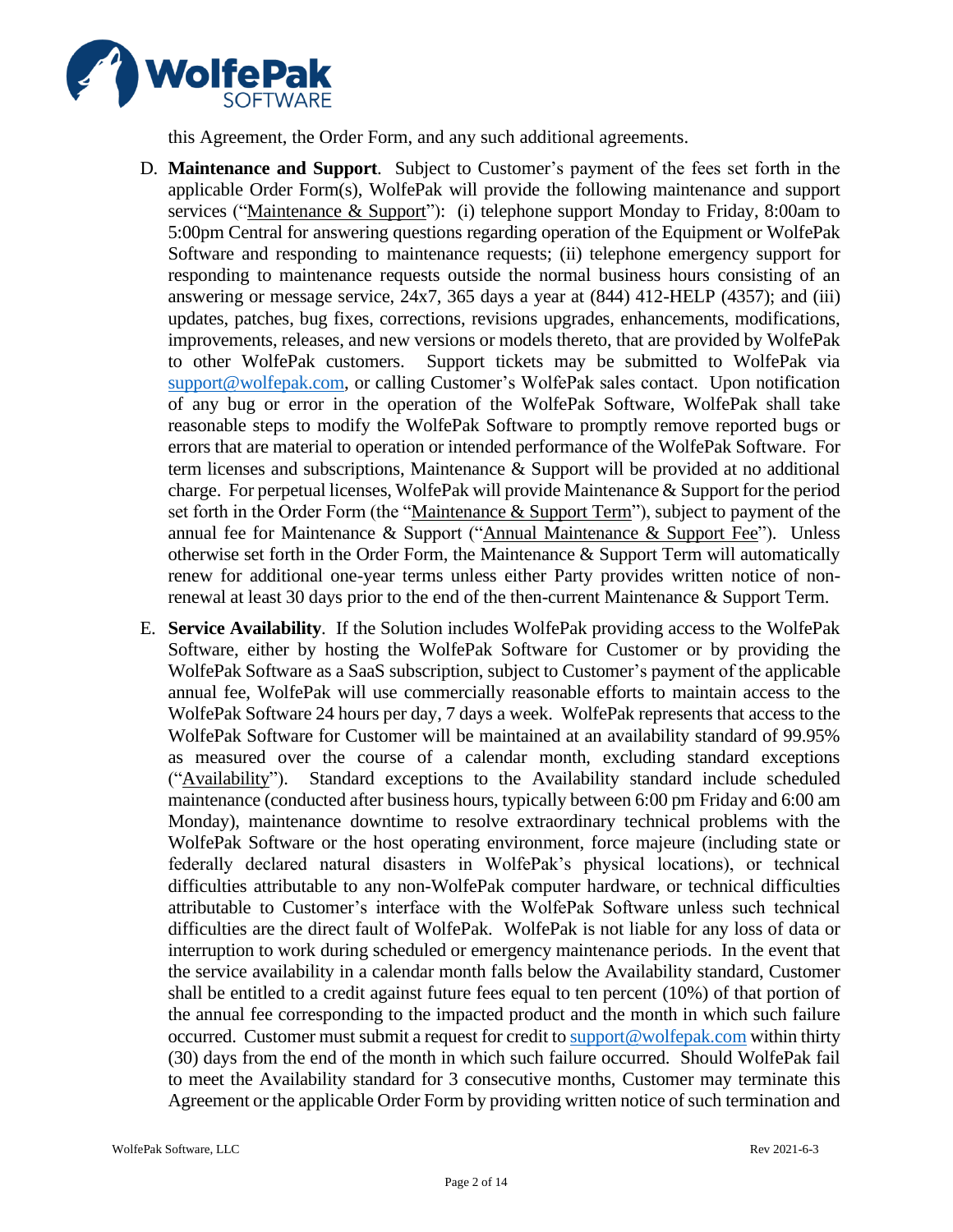this Agreement, the Order Form, and any such additional agreements.

D. **Maintenance and Support**. Subject to Customer's payment of the fees set forth in the applicable Order Form(s), WolfePak will provide the following maintenance and support services ("Maintenance & Support"): (i) telephone support Monday to Friday, 8:00am to 5:00pm Central for answering questions regarding operation of the Equipment or WolfePak Software and responding to maintenance requests; (ii) telephone emergency support for responding to maintenance requests outside the normal business hours consisting of an answering or message service, 24x7, 365 days a year at (844) 412-HELP (4357); and (iii) updates, patches, bug fixes, corrections, revisions upgrades, enhancements, modifications, improvements, releases, and new versions or models thereto, that are provided by WolfePak to other WolfePak customers. Support tickets may be submitted to WolfePak via support@wolfepak.com, or calling Customer's WolfePak sales contact. Upon notification of any bug or error in the operation of the WolfePak Software, WolfePak shall take reasonable steps to modify the WolfePak Software to promptly remove reported bugs or errors that are material to operation or intended performance of the WolfePak Software. For term licenses and subscriptions, Maintenance & Support will be provided at no additional charge. For perpetual licenses, WolfePak will provide Maintenance & Support for the period set forth in the Order Form (the "Maintenance & Support Term"), subject to payment of the annual fee for Maintenance & Support ("Annual Maintenance & Support Fee"). Unless otherwise set forth in the Order Form, the Maintenance & Support Term will automatically renew for additional one-year terms unless either Party provides written notice of non-renewal at least 30 days prior to the end of the then-current Maintenance & Support Term.

E. **Service Availability**. If the Solution includes WolfePak providing access to the WolfePak Software, either by hosting the WolfePak Software for Customer or by providing the WolfePak Software as a SaaS subscription, subject to Customer's payment of the applicable annual fee, WolfePak will use commercially reasonable efforts to maintain access to the WolfePak Software 24 hours per day, 7 days a week. WolfePak represents that access to the WolfePak Software for Customer will be maintained at an availability standard of 99.95% as measured over the course of a calendar month, excluding standard exceptions ("Availability"). Standard exceptions to the Availability standard include scheduled maintenance (conducted after business hours, typically between 6:00 pm Friday and 6:00 am Monday), maintenance downtime to resolve extraordinary technical problems with the WolfePak Software or the host operating environment, force majeure (including state or federally declared natural disasters in WolfePak's physical locations), or technical difficulties attributable to any non-WolfePak computer hardware, or technical difficulties attributable to Customer's interface with the WolfePak Software unless such technical difficulties are the direct fault of WolfePak. WolfePak is not liable for any loss of data or interruption to work during scheduled or emergency maintenance periods. In the event that the service availability in a calendar month falls below the Availability standard, Customer shall be entitled to a credit against future fees equal to ten percent (10%) of that portion of the annual fee corresponding to the impacted product and the month in which such failure occurred. Customer must submit a request for credit to support@wolfepak.com within thirty (30) days from the end of the month in which such failure occurred. Should WolfePak fail to meet the Availability standard for 3 consecutive months, Customer may terminate this Agreement or the applicable Order Form by providing written notice of such termination and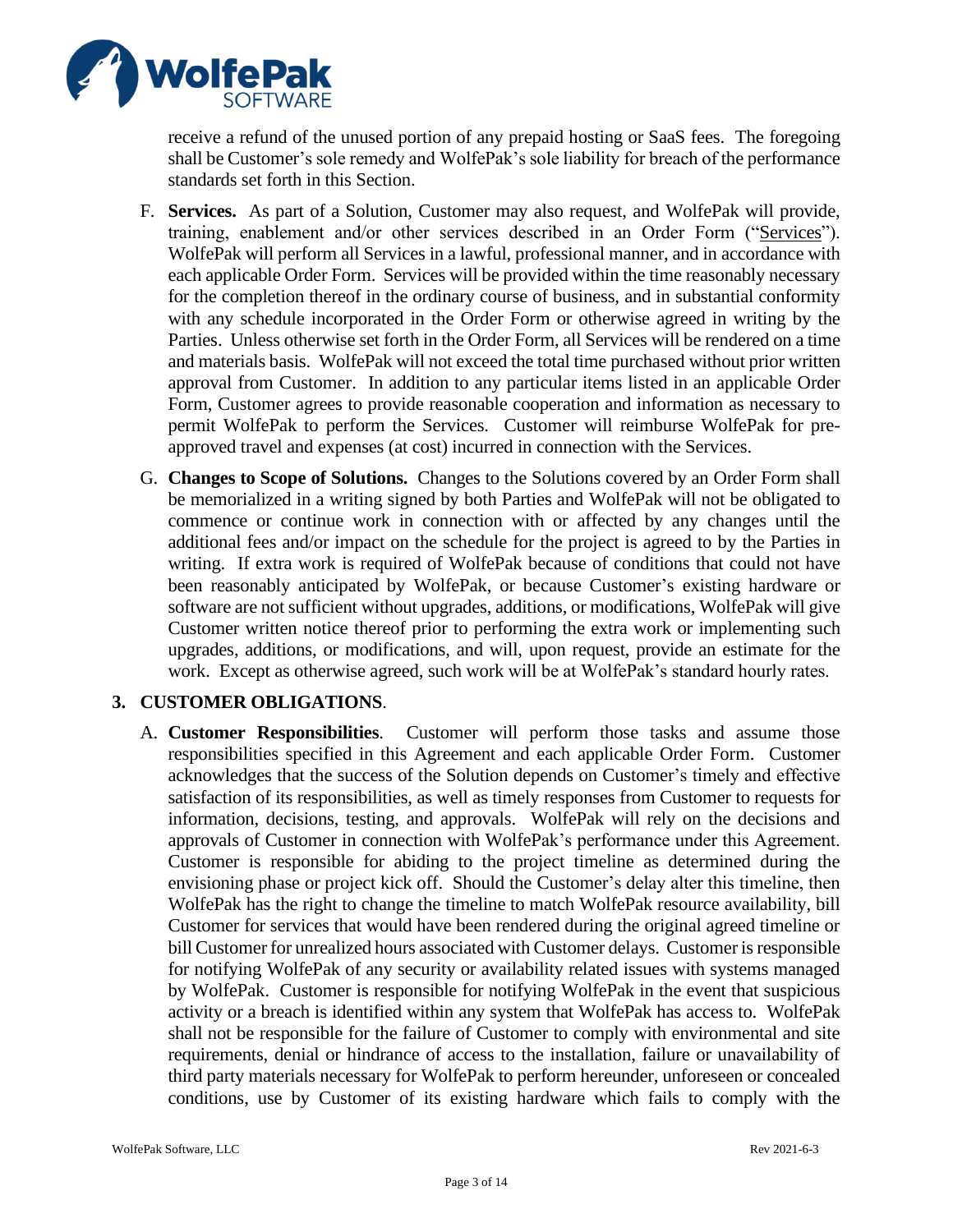receive a refund of the unused portion of any prepaid hosting or SaaS fees. The foregoing shall be Customer's sole remedy and WolfePak's sole liability for breach of the performance standards set forth in this Section.

F. **Services.** As part of a Solution, Customer may also request, and WolfePak will provide, training, enablement and/or other services described in an Order Form ("Services"). WolfePak will perform all Services in a lawful, professional manner, and in accordance with each applicable Order Form. Services will be provided within the time reasonably necessary for the completion thereof in the ordinary course of business, and in substantial conformity with any schedule incorporated in the Order Form or otherwise agreed in writing by the Parties. Unless otherwise set forth in the Order Form, all Services will be rendered on a time and materials basis. WolfePak will not exceed the total time purchased without prior written approval from Customer. In addition to any particular items listed in an applicable Order Form, Customer agrees to provide reasonable cooperation and information as necessary to permit WolfePak to perform the Services. Customer will reimburse WolfePak for pre-approved travel and expenses (at cost) incurred in connection with the Services.

G. **Changes to Scope of Solutions.** Changes to the Solutions covered by an Order Form shall be memorialized in a writing signed by both Parties and WolfePak will not be obligated to commence or continue work in connection with or affected by any changes until the additional fees and/or impact on the schedule for the project is agreed to by the Parties in writing. If extra work is required of WolfePak because of conditions that could not have been reasonably anticipated by WolfePak, or because Customer's existing hardware or software are not sufficient without upgrades, additions, or modifications, WolfePak will give Customer written notice thereof prior to performing the extra work or implementing such upgrades, additions, or modifications, and will, upon request, provide an estimate for the work. Except as otherwise agreed, such work will be at WolfePak's standard hourly rates.

## 3. CUSTOMER OBLIGATIONS.

A. **Customer Responsibilities**. Customer will perform those tasks and assume those responsibilities specified in this Agreement and each applicable Order Form. Customer acknowledges that the success of the Solution depends on Customer's timely and effective satisfaction of its responsibilities, as well as timely responses from Customer to requests for information, decisions, testing, and approvals. WolfePak will rely on the decisions and approvals of Customer in connection with WolfePak's performance under this Agreement. Customer is responsible for abiding to the project timeline as determined during the envisioning phase or project kick off. Should the Customer's delay alter this timeline, then WolfePak has the right to change the timeline to match WolfePak resource availability, bill Customer for services that would have been rendered during the original agreed timeline or bill Customer for unrealized hours associated with Customer delays. Customer is responsible for notifying WolfePak of any security or availability related issues with systems managed by WolfePak. Customer is responsible for notifying WolfePak in the event that suspicious activity or a breach is identified within any system that WolfePak has access to. WolfePak shall not be responsible for the failure of Customer to comply with environmental and site requirements, denial or hindrance of access to the installation, failure or unavailability of third party materials necessary for WolfePak to perform hereunder, unforeseen or concealed conditions, use by Customer of its existing hardware which fails to comply with the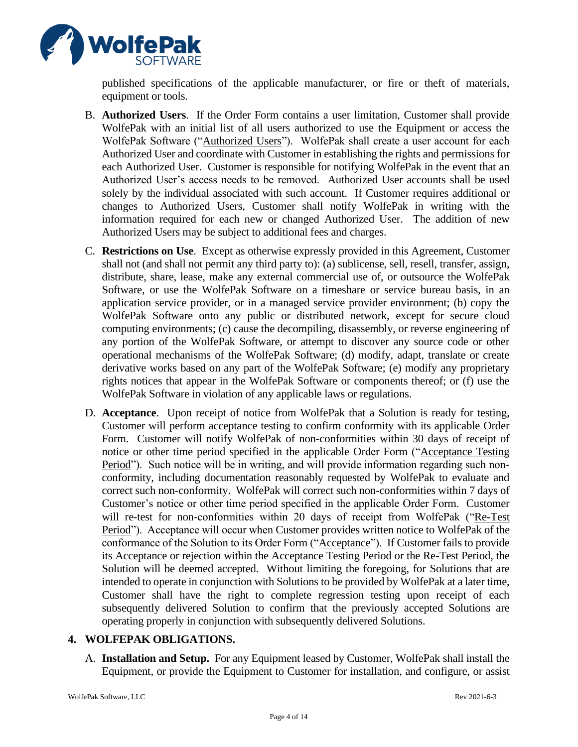published specifications of the applicable manufacturer, or fire or theft of materials, equipment or tools.

B. **Authorized Users**. If the Order Form contains a user limitation, Customer shall provide WolfePak with an initial list of all users authorized to use the Equipment or access the WolfePak Software ("Authorized Users"). WolfePak shall create a user account for each Authorized User and coordinate with Customer in establishing the rights and permissions for each Authorized User. Customer is responsible for notifying WolfePak in the event that an Authorized User's access needs to be removed. Authorized User accounts shall be used solely by the individual associated with such account. If Customer requires additional or changes to Authorized Users, Customer shall notify WolfePak in writing with the information required for each new or changed Authorized User. The addition of new Authorized Users may be subject to additional fees and charges.

C. **Restrictions on Use**. Except as otherwise expressly provided in this Agreement, Customer shall not (and shall not permit any third party to): (a) sublicense, sell, resell, transfer, assign, distribute, share, lease, make any external commercial use of, or outsource the WolfePak Software, or use the WolfePak Software on a timeshare or service bureau basis, in an application service provider, or in a managed service provider environment; (b) copy the WolfePak Software onto any public or distributed network, except for secure cloud computing environments; (c) cause the decompiling, disassembly, or reverse engineering of any portion of the WolfePak Software, or attempt to discover any source code or other operational mechanisms of the WolfePak Software; (d) modify, adapt, translate or create derivative works based on any part of the WolfePak Software; (e) modify any proprietary rights notices that appear in the WolfePak Software or components thereof; or (f) use the WolfePak Software in violation of any applicable laws or regulations.

D. **Acceptance**. Upon receipt of notice from WolfePak that a Solution is ready for testing, Customer will perform acceptance testing to confirm conformity with its applicable Order Form. Customer will notify WolfePak of non-conformities within 30 days of receipt of notice or other time period specified in the applicable Order Form ("Acceptance Testing Period"). Such notice will be in writing, and will provide information regarding such non-conformity, including documentation reasonably requested by WolfePak to evaluate and correct such non-conformity. WolfePak will correct such non-conformities within 7 days of Customer's notice or other time period specified in the applicable Order Form. Customer will re-test for non-conformities within 20 days of receipt from WolfePak ("Re-Test Period"). Acceptance will occur when Customer provides written notice to WolfePak of the conformance of the Solution to its Order Form ("Acceptance"). If Customer fails to provide its Acceptance or rejection within the Acceptance Testing Period or the Re-Test Period, the Solution will be deemed accepted. Without limiting the foregoing, for Solutions that are intended to operate in conjunction with Solutions to be provided by WolfePak at a later time, Customer shall have the right to complete regression testing upon receipt of each subsequently delivered Solution to confirm that the previously accepted Solutions are operating properly in conjunction with subsequently delivered Solutions.

## 4. WOLFEPAK OBLIGATIONS.

A. **Installation and Setup.** For any Equipment leased by Customer, WolfePak shall install the Equipment, or provide the Equipment to Customer for installation, and configure, or assist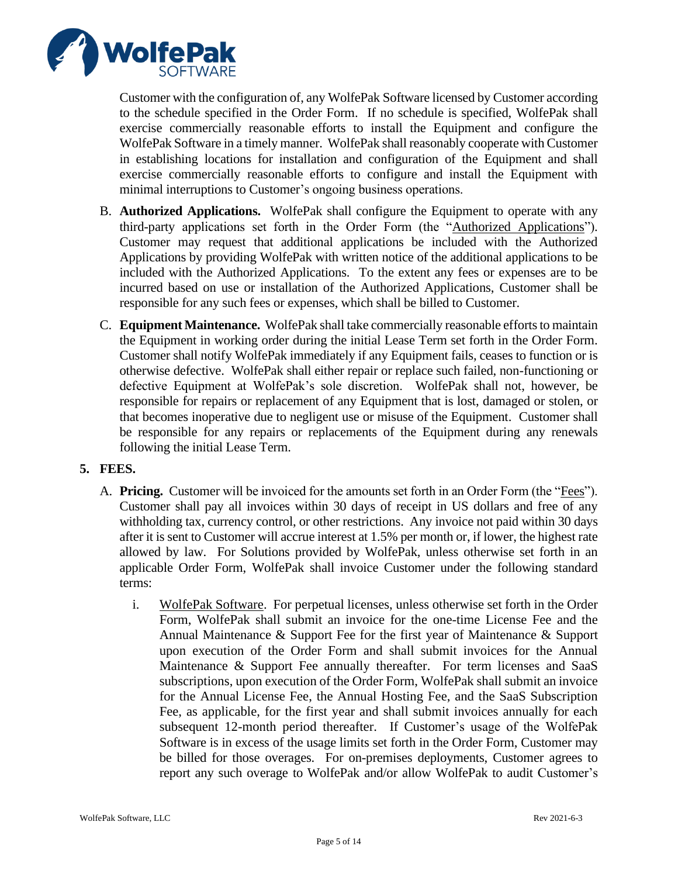Customer with the configuration of, any WolfePak Software licensed by Customer according to the schedule specified in the Order Form. If no schedule is specified, WolfePak shall exercise commercially reasonable efforts to install the Equipment and configure the WolfePak Software in a timely manner. WolfePak shall reasonably cooperate with Customer in establishing locations for installation and configuration of the Equipment and shall exercise commercially reasonable efforts to configure and install the Equipment with minimal interruptions to Customer's ongoing business operations.

B. **Authorized Applications.** WolfePak shall configure the Equipment to operate with any third-party applications set forth in the Order Form (the "Authorized Applications"). Customer may request that additional applications be included with the Authorized Applications by providing WolfePak with written notice of the additional applications to be included with the Authorized Applications. To the extent any fees or expenses are to be incurred based on use or installation of the Authorized Applications, Customer shall be responsible for any such fees or expenses, which shall be billed to Customer.

C. **Equipment Maintenance.** WolfePak shall take commercially reasonable efforts to maintain the Equipment in working order during the initial Lease Term set forth in the Order Form. Customer shall notify WolfePak immediately if any Equipment fails, ceases to function or is otherwise defective. WolfePak shall either repair or replace such failed, non-functioning or defective Equipment at WolfePak's sole discretion. WolfePak shall not, however, be responsible for repairs or replacement of any Equipment that is lost, damaged or stolen, or that becomes inoperative due to negligent use or misuse of the Equipment. Customer shall be responsible for any repairs or replacements of the Equipment during any renewals following the initial Lease Term.

## 5. FEES.

A. **Pricing.** Customer will be invoiced for the amounts set forth in an Order Form (the "Fees"). Customer shall pay all invoices within 30 days of receipt in US dollars and free of any withholding tax, currency control, or other restrictions. Any invoice not paid within 30 days after it is sent to Customer will accrue interest at 1.5% per month or, if lower, the highest rate allowed by law. For Solutions provided by WolfePak, unless otherwise set forth in an applicable Order Form, WolfePak shall invoice Customer under the following standard terms:

i. WolfePak Software. For perpetual licenses, unless otherwise set forth in the Order Form, WolfePak shall submit an invoice for the one-time License Fee and the Annual Maintenance & Support Fee for the first year of Maintenance & Support upon execution of the Order Form and shall submit invoices for the Annual Maintenance & Support Fee annually thereafter. For term licenses and SaaS subscriptions, upon execution of the Order Form, WolfePak shall submit an invoice for the Annual License Fee, the Annual Hosting Fee, and the SaaS Subscription Fee, as applicable, for the first year and shall submit invoices annually for each subsequent 12-month period thereafter. If Customer's usage of the WolfePak Software is in excess of the usage limits set forth in the Order Form, Customer may be billed for those overages. For on-premises deployments, Customer agrees to report any such overage to WolfePak and/or allow WolfePak to audit Customer's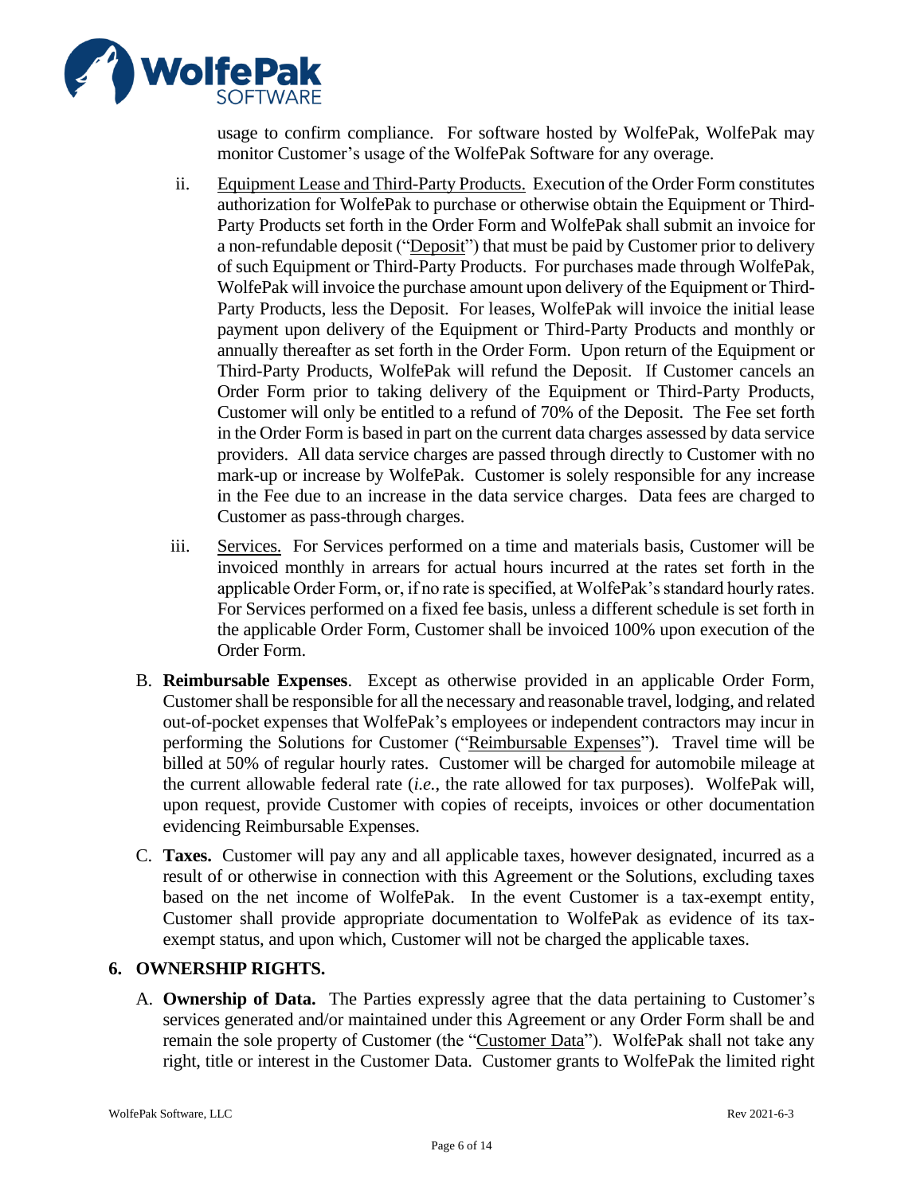usage to confirm compliance. For software hosted by WolfePak, WolfePak may monitor Customer's usage of the WolfePak Software for any overage.

ii. Equipment Lease and Third-Party Products. Execution of the Order Form constitutes authorization for WolfePak to purchase or otherwise obtain the Equipment or Third-Party Products set forth in the Order Form and WolfePak shall submit an invoice for a non-refundable deposit ("Deposit") that must be paid by Customer prior to delivery of such Equipment or Third-Party Products. For purchases made through WolfePak, WolfePak will invoice the purchase amount upon delivery of the Equipment or Third-Party Products, less the Deposit. For leases, WolfePak will invoice the initial lease payment upon delivery of the Equipment or Third-Party Products and monthly or annually thereafter as set forth in the Order Form. Upon return of the Equipment or Third-Party Products, WolfePak will refund the Deposit. If Customer cancels an Order Form prior to taking delivery of the Equipment or Third-Party Products, Customer will only be entitled to a refund of 70% of the Deposit. The Fee set forth in the Order Form is based in part on the current data charges assessed by data service providers. All data service charges are passed through directly to Customer with no mark-up or increase by WolfePak. Customer is solely responsible for any increase in the Fee due to an increase in the data service charges. Data fees are charged to Customer as pass-through charges.

iii. Services. For Services performed on a time and materials basis, Customer will be invoiced monthly in arrears for actual hours incurred at the rates set forth in the applicable Order Form, or, if no rate is specified, at WolfePak's standard hourly rates. For Services performed on a fixed fee basis, unless a different schedule is set forth in the applicable Order Form, Customer shall be invoiced 100% upon execution of the Order Form.

B. **Reimbursable Expenses**. Except as otherwise provided in an applicable Order Form, Customer shall be responsible for all the necessary and reasonable travel, lodging, and related out-of-pocket expenses that WolfePak's employees or independent contractors may incur in performing the Solutions for Customer ("Reimbursable Expenses"). Travel time will be billed at 50% of regular hourly rates. Customer will be charged for automobile mileage at the current allowable federal rate (*i.e.*, the rate allowed for tax purposes). WolfePak will, upon request, provide Customer with copies of receipts, invoices or other documentation evidencing Reimbursable Expenses.

C. **Taxes.** Customer will pay any and all applicable taxes, however designated, incurred as a result of or otherwise in connection with this Agreement or the Solutions, excluding taxes based on the net income of WolfePak. In the event Customer is a tax-exempt entity, Customer shall provide appropriate documentation to WolfePak as evidence of its tax-exempt status, and upon which, Customer will not be charged the applicable taxes.

## 6. OWNERSHIP RIGHTS.

A. **Ownership of Data.** The Parties expressly agree that the data pertaining to Customer's services generated and/or maintained under this Agreement or any Order Form shall be and remain the sole property of Customer (the "Customer Data"). WolfePak shall not take any right, title or interest in the Customer Data. Customer grants to WolfePak the limited right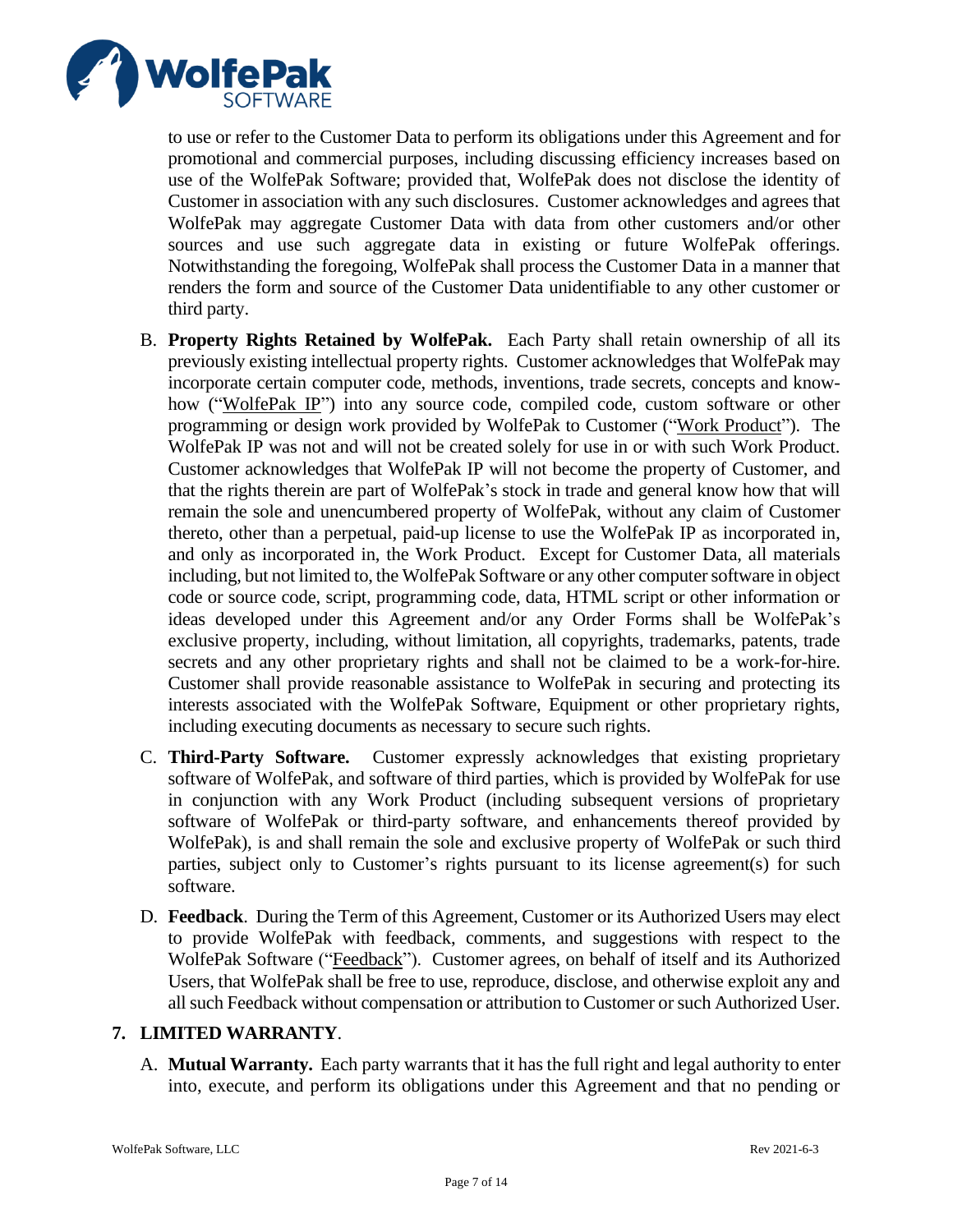to use or refer to the Customer Data to perform its obligations under this Agreement and for promotional and commercial purposes, including discussing efficiency increases based on use of the WolfePak Software; provided that, WolfePak does not disclose the identity of Customer in association with any such disclosures. Customer acknowledges and agrees that WolfePak may aggregate Customer Data with data from other customers and/or other sources and use such aggregate data in existing or future WolfePak offerings. Notwithstanding the foregoing, WolfePak shall process the Customer Data in a manner that renders the form and source of the Customer Data unidentifiable to any other customer or third party.

B. **Property Rights Retained by WolfePak.** Each Party shall retain ownership of all its previously existing intellectual property rights. Customer acknowledges that WolfePak may incorporate certain computer code, methods, inventions, trade secrets, concepts and know-how ("<u>WolfePak IP</u>") into any source code, compiled code, custom software or other programming or design work provided by WolfePak to Customer ("<u>Work Product</u>"). The WolfePak IP was not and will not be created solely for use in or with such Work Product. Customer acknowledges that WolfePak IP will not become the property of Customer, and that the rights therein are part of WolfePak's stock in trade and general know how that will remain the sole and unencumbered property of WolfePak, without any claim of Customer thereto, other than a perpetual, paid-up license to use the WolfePak IP as incorporated in, and only as incorporated in, the Work Product. Except for Customer Data, all materials including, but not limited to, the WolfePak Software or any other computer software in object code or source code, script, programming code, data, HTML script or other information or ideas developed under this Agreement and/or any Order Forms shall be WolfePak's exclusive property, including, without limitation, all copyrights, trademarks, patents, trade secrets and any other proprietary rights and shall not be claimed to be a work-for-hire. Customer shall provide reasonable assistance to WolfePak in securing and protecting its interests associated with the WolfePak Software, Equipment or other proprietary rights, including executing documents as necessary to secure such rights.

C. **Third-Party Software.** Customer expressly acknowledges that existing proprietary software of WolfePak, and software of third parties, which is provided by WolfePak for use in conjunction with any Work Product (including subsequent versions of proprietary software of WolfePak or third-party software, and enhancements thereof provided by WolfePak), is and shall remain the sole and exclusive property of WolfePak or such third parties, subject only to Customer's rights pursuant to its license agreement(s) for such software.

D. **Feedback**. During the Term of this Agreement, Customer or its Authorized Users may elect to provide WolfePak with feedback, comments, and suggestions with respect to the WolfePak Software ("<u>Feedback</u>"). Customer agrees, on behalf of itself and its Authorized Users, that WolfePak shall be free to use, reproduce, disclose, and otherwise exploit any and all such Feedback without compensation or attribution to Customer or such Authorized User.

## 7. LIMITED WARRANTY.

A. **Mutual Warranty.** Each party warrants that it has the full right and legal authority to enter into, execute, and perform its obligations under this Agreement and that no pending or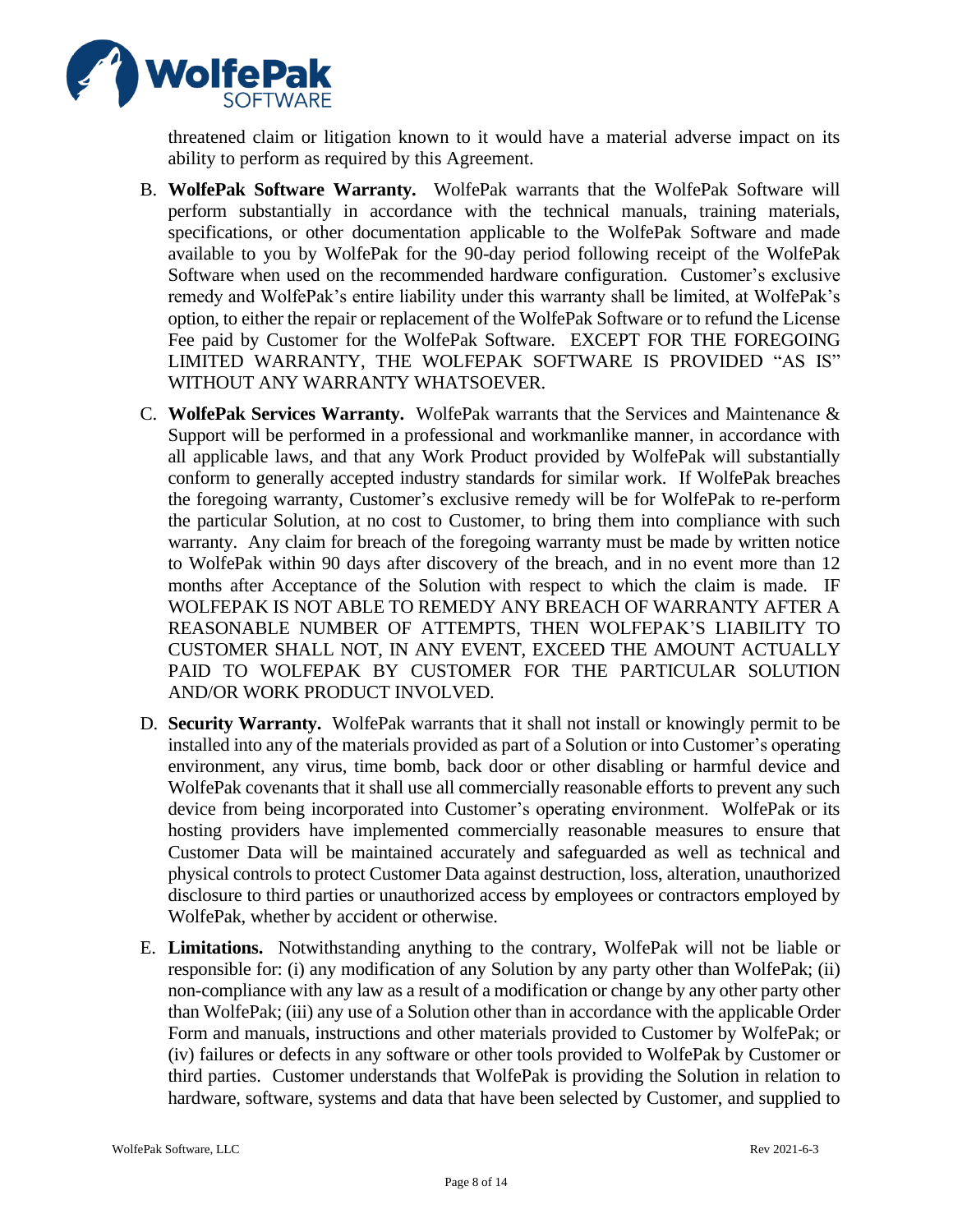threatened claim or litigation known to it would have a material adverse impact on its ability to perform as required by this Agreement.

B. **WolfePak Software Warranty.** WolfePak warrants that the WolfePak Software will perform substantially in accordance with the technical manuals, training materials, specifications, or other documentation applicable to the WolfePak Software and made available to you by WolfePak for the 90-day period following receipt of the WolfePak Software when used on the recommended hardware configuration. Customer's exclusive remedy and WolfePak's entire liability under this warranty shall be limited, at WolfePak's option, to either the repair or replacement of the WolfePak Software or to refund the License Fee paid by Customer for the WolfePak Software. EXCEPT FOR THE FOREGOING LIMITED WARRANTY, THE WOLFEPAK SOFTWARE IS PROVIDED "AS IS" WITHOUT ANY WARRANTY WHATSOEVER.

C. **WolfePak Services Warranty.** WolfePak warrants that the Services and Maintenance & Support will be performed in a professional and workmanlike manner, in accordance with all applicable laws, and that any Work Product provided by WolfePak will substantially conform to generally accepted industry standards for similar work. If WolfePak breaches the foregoing warranty, Customer's exclusive remedy will be for WolfePak to re-perform the particular Solution, at no cost to Customer, to bring them into compliance with such warranty. Any claim for breach of the foregoing warranty must be made by written notice to WolfePak within 90 days after discovery of the breach, and in no event more than 12 months after Acceptance of the Solution with respect to which the claim is made. IF WOLFEPAK IS NOT ABLE TO REMEDY ANY BREACH OF WARRANTY AFTER A REASONABLE NUMBER OF ATTEMPTS, THEN WOLFEPAK'S LIABILITY TO CUSTOMER SHALL NOT, IN ANY EVENT, EXCEED THE AMOUNT ACTUALLY PAID TO WOLFEPAK BY CUSTOMER FOR THE PARTICULAR SOLUTION AND/OR WORK PRODUCT INVOLVED.

D. **Security Warranty.** WolfePak warrants that it shall not install or knowingly permit to be installed into any of the materials provided as part of a Solution or into Customer's operating environment, any virus, time bomb, back door or other disabling or harmful device and WolfePak covenants that it shall use all commercially reasonable efforts to prevent any such device from being incorporated into Customer's operating environment. WolfePak or its hosting providers have implemented commercially reasonable measures to ensure that Customer Data will be maintained accurately and safeguarded as well as technical and physical controls to protect Customer Data against destruction, loss, alteration, unauthorized disclosure to third parties or unauthorized access by employees or contractors employed by WolfePak, whether by accident or otherwise.

E. **Limitations.** Notwithstanding anything to the contrary, WolfePak will not be liable or responsible for: (i) any modification of any Solution by any party other than WolfePak; (ii) non-compliance with any law as a result of a modification or change by any other party other than WolfePak; (iii) any use of a Solution other than in accordance with the applicable Order Form and manuals, instructions and other materials provided to Customer by WolfePak; or (iv) failures or defects in any software or other tools provided to WolfePak by Customer or third parties. Customer understands that WolfePak is providing the Solution in relation to hardware, software, systems and data that have been selected by Customer, and supplied to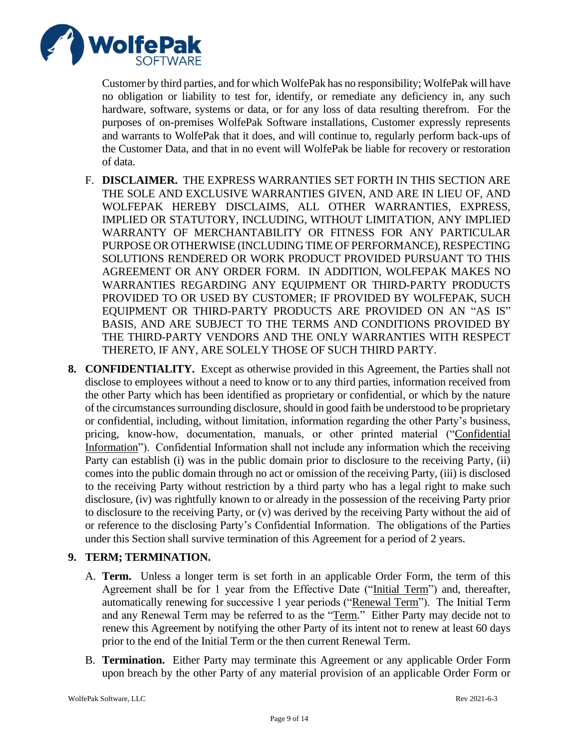Customer by third parties, and for which WolfePak has no responsibility; WolfePak will have no obligation or liability to test for, identify, or remediate any deficiency in, any such hardware, software, systems or data, or for any loss of data resulting therefrom. For the purposes of on-premises WolfePak Software installations, Customer expressly represents and warrants to WolfePak that it does, and will continue to, regularly perform back-ups of the Customer Data, and that in no event will WolfePak be liable for recovery or restoration of data.

F. **DISCLAIMER.** THE EXPRESS WARRANTIES SET FORTH IN THIS SECTION ARE THE SOLE AND EXCLUSIVE WARRANTIES GIVEN, AND ARE IN LIEU OF, AND WOLFEPAK HEREBY DISCLAIMS, ALL OTHER WARRANTIES, EXPRESS, IMPLIED OR STATUTORY, INCLUDING, WITHOUT LIMITATION, ANY IMPLIED WARRANTY OF MERCHANTABILITY OR FITNESS FOR ANY PARTICULAR PURPOSE OR OTHERWISE (INCLUDING TIME OF PERFORMANCE), RESPECTING SOLUTIONS RENDERED OR WORK PRODUCT PROVIDED PURSUANT TO THIS AGREEMENT OR ANY ORDER FORM. IN ADDITION, WOLFEPAK MAKES NO WARRANTIES REGARDING ANY EQUIPMENT OR THIRD-PARTY PRODUCTS PROVIDED TO OR USED BY CUSTOMER; IF PROVIDED BY WOLFEPAK, SUCH EQUIPMENT OR THIRD-PARTY PRODUCTS ARE PROVIDED ON AN "AS IS" BASIS, AND ARE SUBJECT TO THE TERMS AND CONDITIONS PROVIDED BY THE THIRD-PARTY VENDORS AND THE ONLY WARRANTIES WITH RESPECT THERETO, IF ANY, ARE SOLELY THOSE OF SUCH THIRD PARTY.

**8. CONFIDENTIALITY.** Except as otherwise provided in this Agreement, the Parties shall not disclose to employees without a need to know or to any third parties, information received from the other Party which has been identified as proprietary or confidential, or which by the nature of the circumstances surrounding disclosure, should in good faith be understood to be proprietary or confidential, including, without limitation, information regarding the other Party's business, pricing, know-how, documentation, manuals, or other printed material ("Confidential Information"). Confidential Information shall not include any information which the receiving Party can establish (i) was in the public domain prior to disclosure to the receiving Party, (ii) comes into the public domain through no act or omission of the receiving Party, (iii) is disclosed to the receiving Party without restriction by a third party who has a legal right to make such disclosure, (iv) was rightfully known to or already in the possession of the receiving Party prior to disclosure to the receiving Party, or (v) was derived by the receiving Party without the aid of or reference to the disclosing Party's Confidential Information. The obligations of the Parties under this Section shall survive termination of this Agreement for a period of 2 years.

**9. TERM; TERMINATION.**

A. **Term.** Unless a longer term is set forth in an applicable Order Form, the term of this Agreement shall be for 1 year from the Effective Date ("Initial Term") and, thereafter, automatically renewing for successive 1 year periods ("Renewal Term"). The Initial Term and any Renewal Term may be referred to as the "Term." Either Party may decide not to renew this Agreement by notifying the other Party of its intent not to renew at least 60 days prior to the end of the Initial Term or the then current Renewal Term.

B. **Termination.** Either Party may terminate this Agreement or any applicable Order Form upon breach by the other Party of any material provision of an applicable Order Form or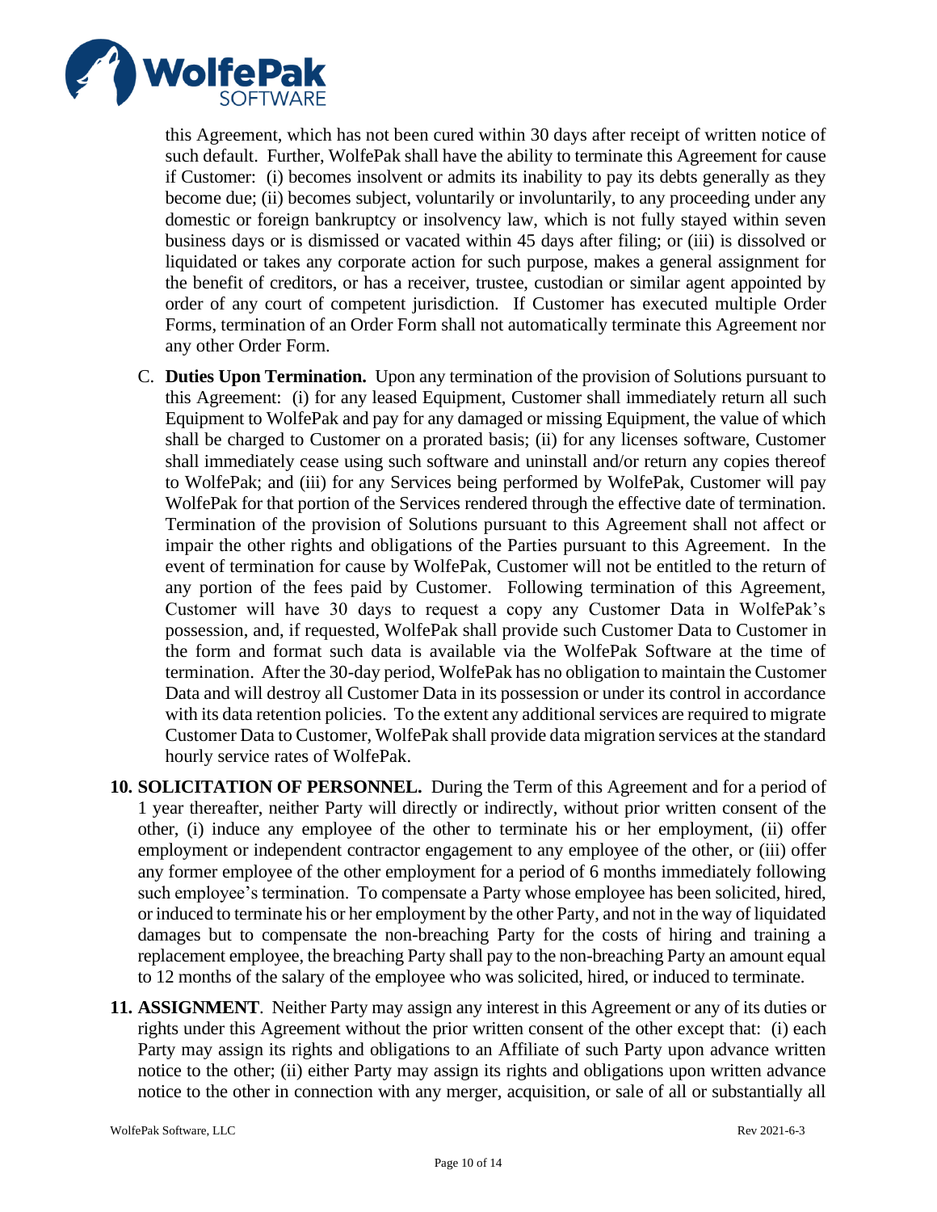this Agreement, which has not been cured within 30 days after receipt of written notice of such default. Further, WolfePak shall have the ability to terminate this Agreement for cause if Customer: (i) becomes insolvent or admits its inability to pay its debts generally as they become due; (ii) becomes subject, voluntarily or involuntarily, to any proceeding under any domestic or foreign bankruptcy or insolvency law, which is not fully stayed within seven business days or is dismissed or vacated within 45 days after filing; or (iii) is dissolved or liquidated or takes any corporate action for such purpose, makes a general assignment for the benefit of creditors, or has a receiver, trustee, custodian or similar agent appointed by order of any court of competent jurisdiction. If Customer has executed multiple Order Forms, termination of an Order Form shall not automatically terminate this Agreement nor any other Order Form.

C. **Duties Upon Termination.** Upon any termination of the provision of Solutions pursuant to this Agreement: (i) for any leased Equipment, Customer shall immediately return all such Equipment to WolfePak and pay for any damaged or missing Equipment, the value of which shall be charged to Customer on a prorated basis; (ii) for any licenses software, Customer shall immediately cease using such software and uninstall and/or return any copies thereof to WolfePak; and (iii) for any Services being performed by WolfePak, Customer will pay WolfePak for that portion of the Services rendered through the effective date of termination. Termination of the provision of Solutions pursuant to this Agreement shall not affect or impair the other rights and obligations of the Parties pursuant to this Agreement. In the event of termination for cause by WolfePak, Customer will not be entitled to the return of any portion of the fees paid by Customer. Following termination of this Agreement, Customer will have 30 days to request a copy any Customer Data in WolfePak's possession, and, if requested, WolfePak shall provide such Customer Data to Customer in the form and format such data is available via the WolfePak Software at the time of termination. After the 30-day period, WolfePak has no obligation to maintain the Customer Data and will destroy all Customer Data in its possession or under its control in accordance with its data retention policies. To the extent any additional services are required to migrate Customer Data to Customer, WolfePak shall provide data migration services at the standard hourly service rates of WolfePak.

**10. SOLICITATION OF PERSONNEL.** During the Term of this Agreement and for a period of 1 year thereafter, neither Party will directly or indirectly, without prior written consent of the other, (i) induce any employee of the other to terminate his or her employment, (ii) offer employment or independent contractor engagement to any employee of the other, or (iii) offer any former employee of the other employment for a period of 6 months immediately following such employee's termination. To compensate a Party whose employee has been solicited, hired, or induced to terminate his or her employment by the other Party, and not in the way of liquidated damages but to compensate the non-breaching Party for the costs of hiring and training a replacement employee, the breaching Party shall pay to the non-breaching Party an amount equal to 12 months of the salary of the employee who was solicited, hired, or induced to terminate.

**11. ASSIGNMENT**. Neither Party may assign any interest in this Agreement or any of its duties or rights under this Agreement without the prior written consent of the other except that: (i) each Party may assign its rights and obligations to an Affiliate of such Party upon advance written notice to the other; (ii) either Party may assign its rights and obligations upon written advance notice to the other in connection with any merger, acquisition, or sale of all or substantially all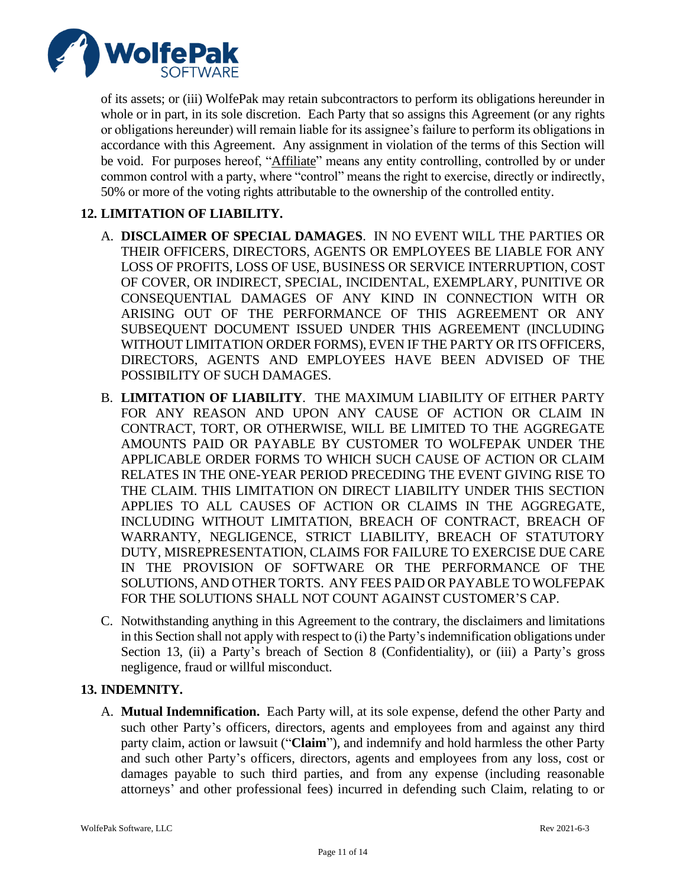of its assets; or (iii) WolfePak may retain subcontractors to perform its obligations hereunder in whole or in part, in its sole discretion. Each Party that so assigns this Agreement (or any rights or obligations hereunder) will remain liable for its assignee's failure to perform its obligations in accordance with this Agreement. Any assignment in violation of the terms of this Section will be void. For purposes hereof, "Affiliate" means any entity controlling, controlled by or under common control with a party, where "control" means the right to exercise, directly or indirectly, 50% or more of the voting rights attributable to the ownership of the controlled entity.

## 12. LIMITATION OF LIABILITY.

A. **DISCLAIMER OF SPECIAL DAMAGES**. IN NO EVENT WILL THE PARTIES OR THEIR OFFICERS, DIRECTORS, AGENTS OR EMPLOYEES BE LIABLE FOR ANY LOSS OF PROFITS, LOSS OF USE, BUSINESS OR SERVICE INTERRUPTION, COST OF COVER, OR INDIRECT, SPECIAL, INCIDENTAL, EXEMPLARY, PUNITIVE OR CONSEQUENTIAL DAMAGES OF ANY KIND IN CONNECTION WITH OR ARISING OUT OF THE PERFORMANCE OF THIS AGREEMENT OR ANY SUBSEQUENT DOCUMENT ISSUED UNDER THIS AGREEMENT (INCLUDING WITHOUT LIMITATION ORDER FORMS), EVEN IF THE PARTY OR ITS OFFICERS, DIRECTORS, AGENTS AND EMPLOYEES HAVE BEEN ADVISED OF THE POSSIBILITY OF SUCH DAMAGES.

B. **LIMITATION OF LIABILITY**. THE MAXIMUM LIABILITY OF EITHER PARTY FOR ANY REASON AND UPON ANY CAUSE OF ACTION OR CLAIM IN CONTRACT, TORT, OR OTHERWISE, WILL BE LIMITED TO THE AGGREGATE AMOUNTS PAID OR PAYABLE BY CUSTOMER TO WOLFEPAK UNDER THE APPLICABLE ORDER FORMS TO WHICH SUCH CAUSE OF ACTION OR CLAIM RELATES IN THE ONE-YEAR PERIOD PRECEDING THE EVENT GIVING RISE TO THE CLAIM. THIS LIMITATION ON DIRECT LIABILITY UNDER THIS SECTION APPLIES TO ALL CAUSES OF ACTION OR CLAIMS IN THE AGGREGATE, INCLUDING WITHOUT LIMITATION, BREACH OF CONTRACT, BREACH OF WARRANTY, NEGLIGENCE, STRICT LIABILITY, BREACH OF STATUTORY DUTY, MISREPRESENTATION, CLAIMS FOR FAILURE TO EXERCISE DUE CARE IN THE PROVISION OF SOFTWARE OR THE PERFORMANCE OF THE SOLUTIONS, AND OTHER TORTS. ANY FEES PAID OR PAYABLE TO WOLFEPAK FOR THE SOLUTIONS SHALL NOT COUNT AGAINST CUSTOMER'S CAP.

C. Notwithstanding anything in this Agreement to the contrary, the disclaimers and limitations in this Section shall not apply with respect to (i) the Party's indemnification obligations under Section 13, (ii) a Party's breach of Section 8 (Confidentiality), or (iii) a Party's gross negligence, fraud or willful misconduct.

## 13. INDEMNITY.

A. **Mutual Indemnification.** Each Party will, at its sole expense, defend the other Party and such other Party's officers, directors, agents and employees from and against any third party claim, action or lawsuit ("**Claim**"), and indemnify and hold harmless the other Party and such other Party's officers, directors, agents and employees from any loss, cost or damages payable to such third parties, and from any expense (including reasonable attorneys' and other professional fees) incurred in defending such Claim, relating to or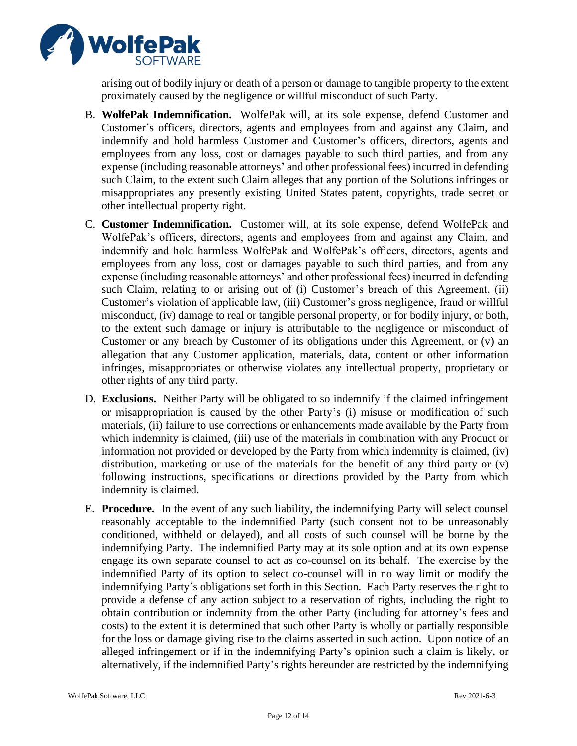arising out of bodily injury or death of a person or damage to tangible property to the extent proximately caused by the negligence or willful misconduct of such Party.

B. **WolfePak Indemnification.** WolfePak will, at its sole expense, defend Customer and Customer's officers, directors, agents and employees from and against any Claim, and indemnify and hold harmless Customer and Customer's officers, directors, agents and employees from any loss, cost or damages payable to such third parties, and from any expense (including reasonable attorneys' and other professional fees) incurred in defending such Claim, to the extent such Claim alleges that any portion of the Solutions infringes or misappropriates any presently existing United States patent, copyrights, trade secret or other intellectual property right.

C. **Customer Indemnification.** Customer will, at its sole expense, defend WolfePak and WolfePak's officers, directors, agents and employees from and against any Claim, and indemnify and hold harmless WolfePak and WolfePak's officers, directors, agents and employees from any loss, cost or damages payable to such third parties, and from any expense (including reasonable attorneys' and other professional fees) incurred in defending such Claim, relating to or arising out of (i) Customer's breach of this Agreement, (ii) Customer's violation of applicable law, (iii) Customer's gross negligence, fraud or willful misconduct, (iv) damage to real or tangible personal property, or for bodily injury, or both, to the extent such damage or injury is attributable to the negligence or misconduct of Customer or any breach by Customer of its obligations under this Agreement, or (v) an allegation that any Customer application, materials, data, content or other information infringes, misappropriates or otherwise violates any intellectual property, proprietary or other rights of any third party.

D. **Exclusions.** Neither Party will be obligated to so indemnify if the claimed infringement or misappropriation is caused by the other Party's (i) misuse or modification of such materials, (ii) failure to use corrections or enhancements made available by the Party from which indemnity is claimed, (iii) use of the materials in combination with any Product or information not provided or developed by the Party from which indemnity is claimed, (iv) distribution, marketing or use of the materials for the benefit of any third party or (v) following instructions, specifications or directions provided by the Party from which indemnity is claimed.

E. **Procedure.** In the event of any such liability, the indemnifying Party will select counsel reasonably acceptable to the indemnified Party (such consent not to be unreasonably conditioned, withheld or delayed), and all costs of such counsel will be borne by the indemnifying Party. The indemnified Party may at its sole option and at its own expense engage its own separate counsel to act as co-counsel on its behalf. The exercise by the indemnified Party of its option to select co-counsel will in no way limit or modify the indemnifying Party's obligations set forth in this Section. Each Party reserves the right to provide a defense of any action subject to a reservation of rights, including the right to obtain contribution or indemnity from the other Party (including for attorney's fees and costs) to the extent it is determined that such other Party is wholly or partially responsible for the loss or damage giving rise to the claims asserted in such action. Upon notice of an alleged infringement or if in the indemnifying Party's opinion such a claim is likely, or alternatively, if the indemnified Party's rights hereunder are restricted by the indemnifying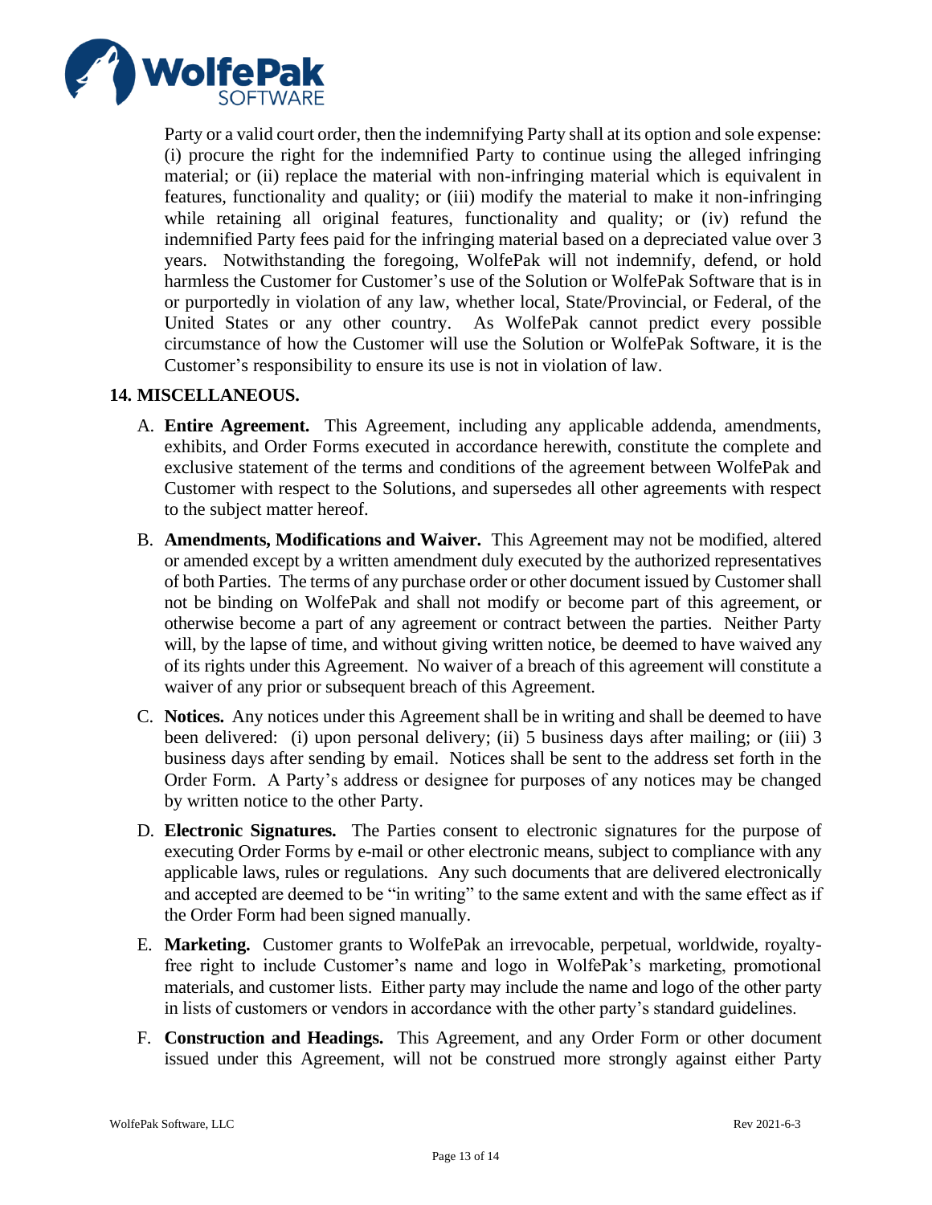Party or a valid court order, then the indemnifying Party shall at its option and sole expense: (i) procure the right for the indemnified Party to continue using the alleged infringing material; or (ii) replace the material with non-infringing material which is equivalent in features, functionality and quality; or (iii) modify the material to make it non-infringing while retaining all original features, functionality and quality; or (iv) refund the indemnified Party fees paid for the infringing material based on a depreciated value over 3 years. Notwithstanding the foregoing, WolfePak will not indemnify, defend, or hold harmless the Customer for Customer's use of the Solution or WolfePak Software that is in or purportedly in violation of any law, whether local, State/Provincial, or Federal, of the United States or any other country. As WolfePak cannot predict every possible circumstance of how the Customer will use the Solution or WolfePak Software, it is the Customer's responsibility to ensure its use is not in violation of law.

## 14. MISCELLANEOUS.

A. **Entire Agreement.** This Agreement, including any applicable addenda, amendments, exhibits, and Order Forms executed in accordance herewith, constitute the complete and exclusive statement of the terms and conditions of the agreement between WolfePak and Customer with respect to the Solutions, and supersedes all other agreements with respect to the subject matter hereof.

B. **Amendments, Modifications and Waiver.** This Agreement may not be modified, altered or amended except by a written amendment duly executed by the authorized representatives of both Parties. The terms of any purchase order or other document issued by Customer shall not be binding on WolfePak and shall not modify or become part of this agreement, or otherwise become a part of any agreement or contract between the parties. Neither Party will, by the lapse of time, and without giving written notice, be deemed to have waived any of its rights under this Agreement. No waiver of a breach of this agreement will constitute a waiver of any prior or subsequent breach of this Agreement.

C. **Notices.** Any notices under this Agreement shall be in writing and shall be deemed to have been delivered: (i) upon personal delivery; (ii) 5 business days after mailing; or (iii) 3 business days after sending by email. Notices shall be sent to the address set forth in the Order Form. A Party's address or designee for purposes of any notices may be changed by written notice to the other Party.

D. **Electronic Signatures.** The Parties consent to electronic signatures for the purpose of executing Order Forms by e-mail or other electronic means, subject to compliance with any applicable laws, rules or regulations. Any such documents that are delivered electronically and accepted are deemed to be "in writing" to the same extent and with the same effect as if the Order Form had been signed manually.

E. **Marketing.** Customer grants to WolfePak an irrevocable, perpetual, worldwide, royalty-free right to include Customer's name and logo in WolfePak's marketing, promotional materials, and customer lists. Either party may include the name and logo of the other party in lists of customers or vendors in accordance with the other party's standard guidelines.

F. **Construction and Headings.** This Agreement, and any Order Form or other document issued under this Agreement, will not be construed more strongly against either Party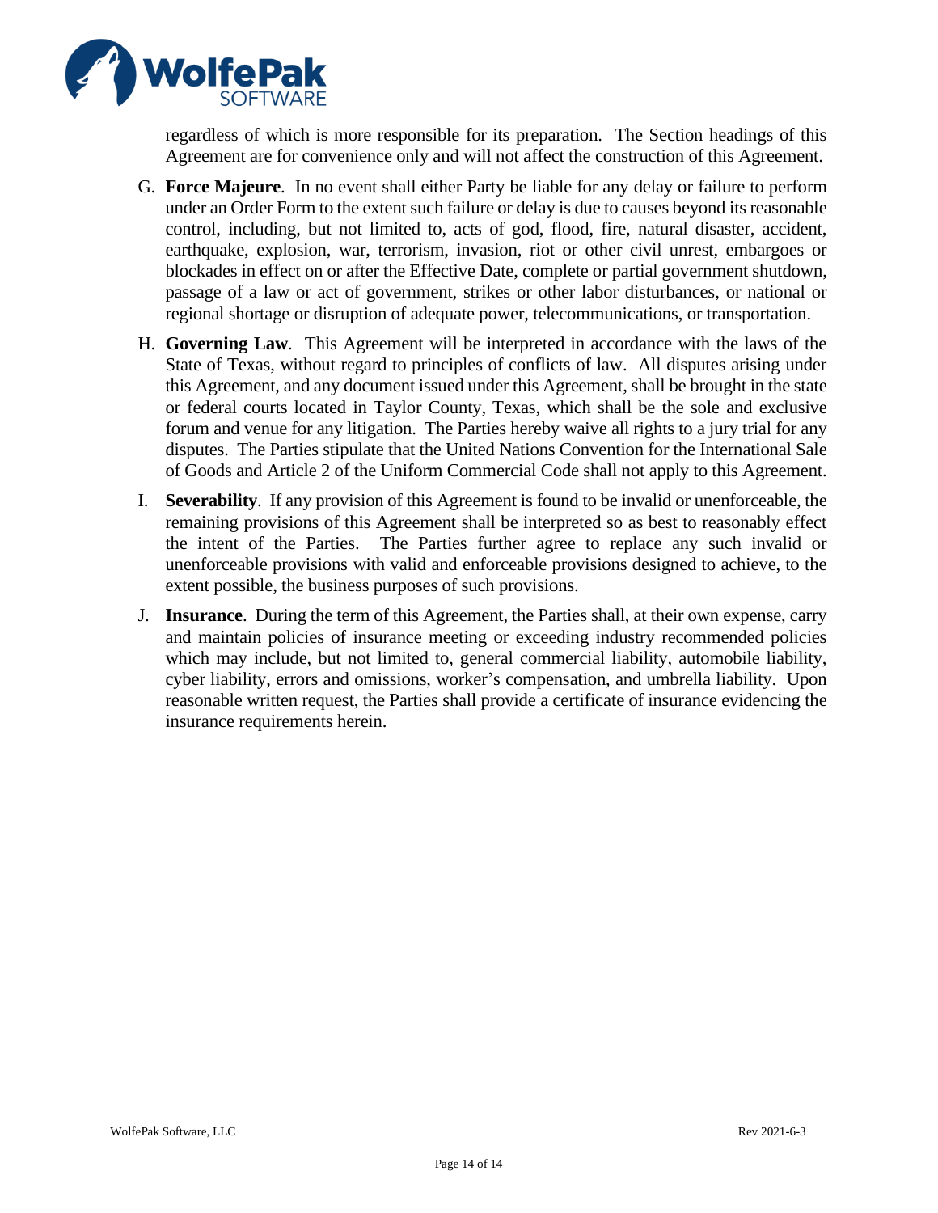regardless of which is more responsible for its preparation. The Section headings of this Agreement are for convenience only and will not affect the construction of this Agreement.

G. **Force Majeure**. In no event shall either Party be liable for any delay or failure to perform under an Order Form to the extent such failure or delay is due to causes beyond its reasonable control, including, but not limited to, acts of god, flood, fire, natural disaster, accident, earthquake, explosion, war, terrorism, invasion, riot or other civil unrest, embargoes or blockades in effect on or after the Effective Date, complete or partial government shutdown, passage of a law or act of government, strikes or other labor disturbances, or national or regional shortage or disruption of adequate power, telecommunications, or transportation.

H. **Governing Law**. This Agreement will be interpreted in accordance with the laws of the State of Texas, without regard to principles of conflicts of law. All disputes arising under this Agreement, and any document issued under this Agreement, shall be brought in the state or federal courts located in Taylor County, Texas, which shall be the sole and exclusive forum and venue for any litigation. The Parties hereby waive all rights to a jury trial for any disputes. The Parties stipulate that the United Nations Convention for the International Sale of Goods and Article 2 of the Uniform Commercial Code shall not apply to this Agreement.

I. **Severability**. If any provision of this Agreement is found to be invalid or unenforceable, the remaining provisions of this Agreement shall be interpreted so as best to reasonably effect the intent of the Parties. The Parties further agree to replace any such invalid or unenforceable provisions with valid and enforceable provisions designed to achieve, to the extent possible, the business purposes of such provisions.

J. **Insurance**. During the term of this Agreement, the Parties shall, at their own expense, carry and maintain policies of insurance meeting or exceeding industry recommended policies which may include, but not limited to, general commercial liability, automobile liability, cyber liability, errors and omissions, worker's compensation, and umbrella liability. Upon reasonable written request, the Parties shall provide a certificate of insurance evidencing the insurance requirements herein.